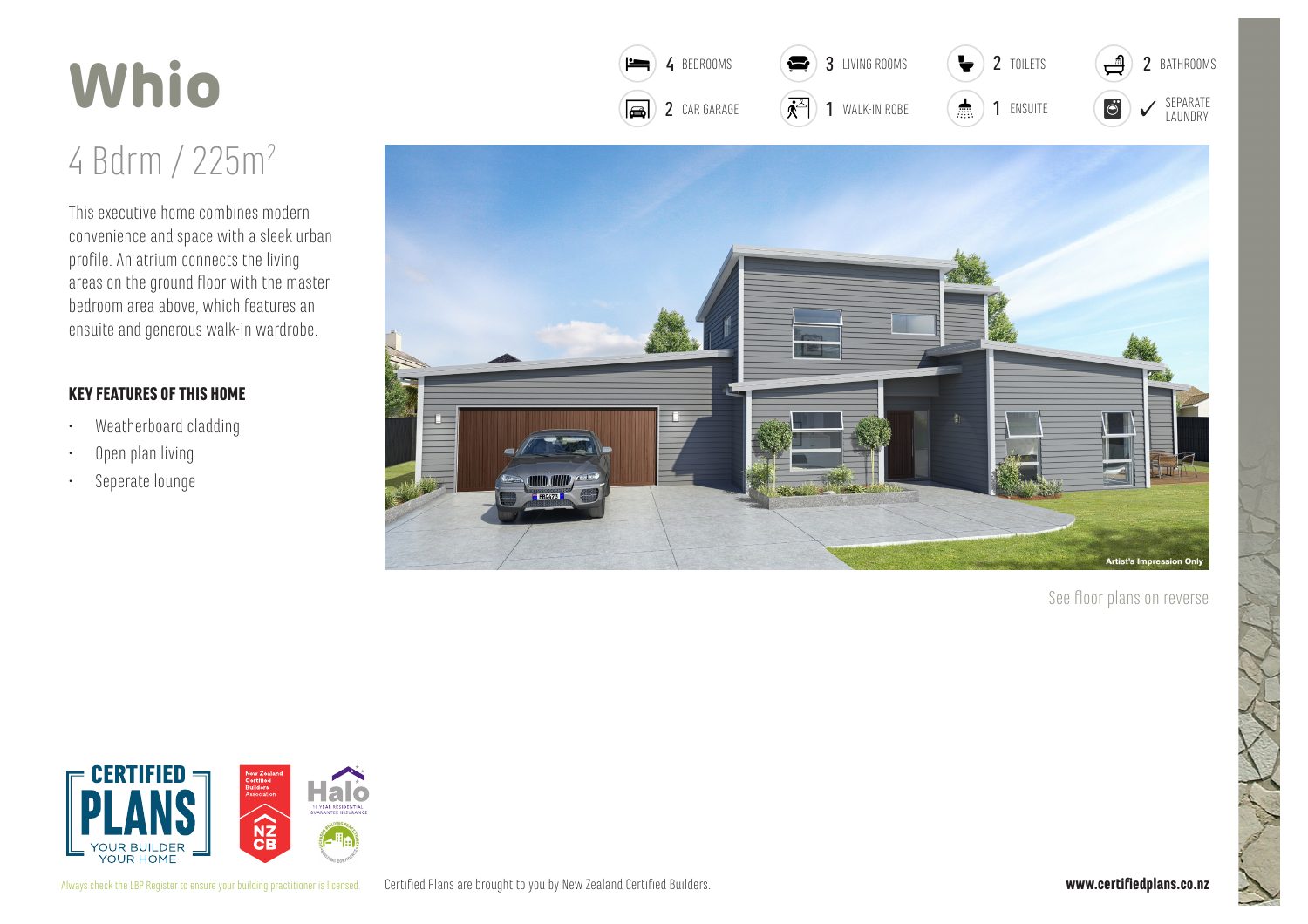# Whio

## 4 Bdrm / 225m$^2$

This executive home combines modern convenience and space with a sleek urban profile. An atrium connects the living areas on the ground floor with the master bedroom area above, which features an ensuite and generous walk-in wardrobe.

| | | | |
|---|---|---|---|
| 4 BEDROOMS | 3 LIVING ROOMS | 2 TOILETS | 2 BATHROOMS |
| 2 CAR GARAGE | 1 WALK-IN ROBE | 1 ENSUITE | ✓ SEPARATE LAUNDRY |

Artist's Impression Only

### KEY FEATURES OF THIS HOME

- Weatherboard cladding
- Open plan living
- Seperate lounge

See floor plans on reverse

CERTIFIED PLANS YOUR BUILDER YOUR HOME

New Zealand Certified Builders Association NZCB

Halo 10 YEAR RESIDENTIAL GUARANTEE INSURANCE

Always check the LBP Register to ensure your building practitioner is licensed.

Certified Plans are brought to you by New Zealand Certified Builders.

**www.certifiedplans.co.nz**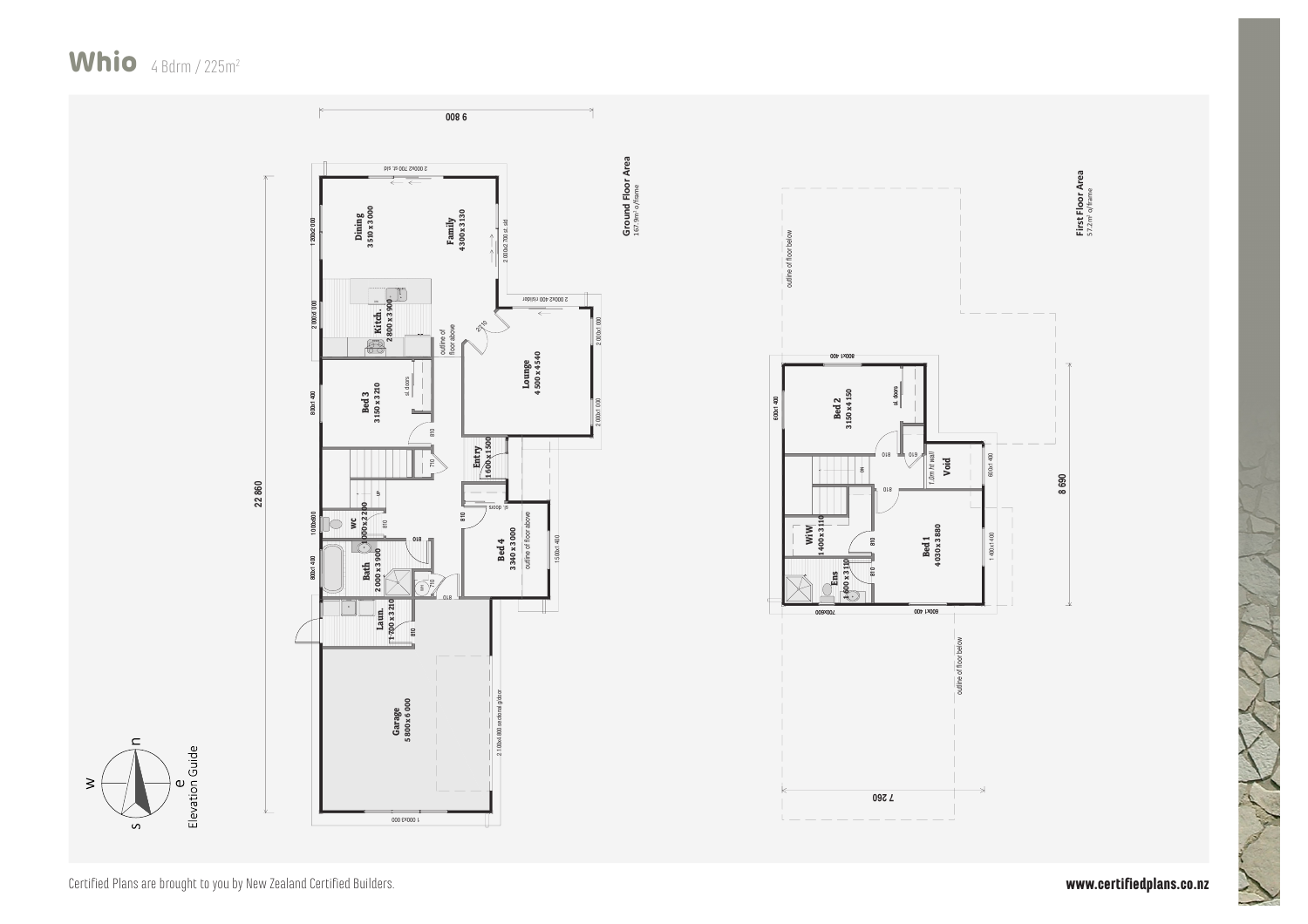# Whio

4 Bdrm / 225m²

Ground Floor Area
167.9m² o/frame

First Floor Area
57.2m² o/frame

Dining
3 510 x 3 000

Family
4 300 x 3 130

Kitch.
2 800 x 3 900

Lounge
4 500 x 4 540

Bed 3
3 150 x 3 210

Entry
1 600 x 1 500

WC
1 000 x 2 200

Bed 4
3 340 x 3 000

Bath
2 000 x 3 900

Laun.
1 700 x 3 210

Garage
5 800 x 6 000

Bed 2
3 150 x 4 150

Void

WiW
1 400 x 3 110

Ens
1 600 x 3 110

Bed 1
4 030 x 3 880

9 800

22 860

8 690

7 260

outline of floor above

outline of floor below

2 100x4 800 sectional g/door

Elevation Guide

Certified Plans are brought to you by New Zealand Certified Builders.

www.certifiedplans.co.nz